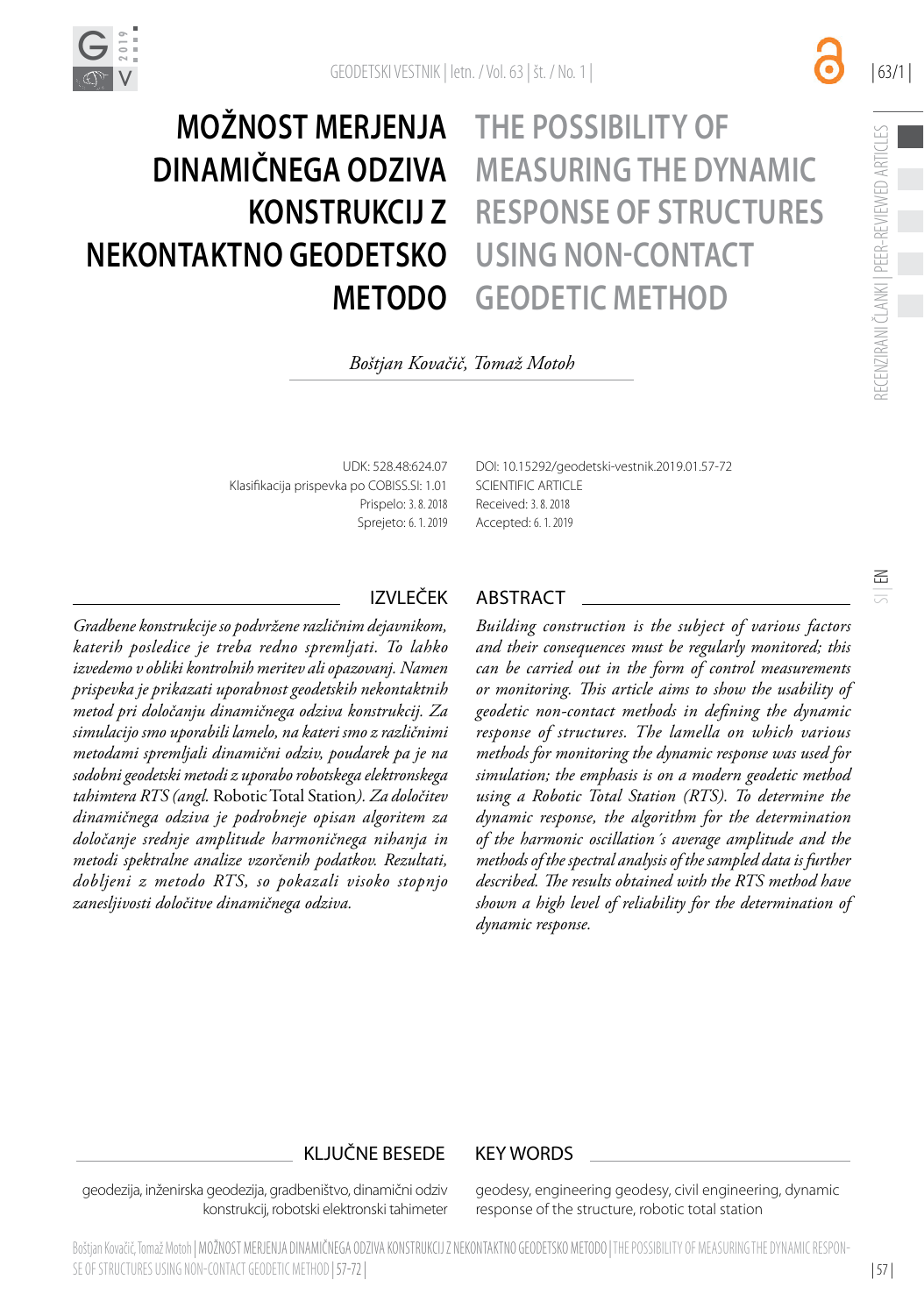# MOŽNOST MERJENJA DINAMIČNEGA ODZIVA KONSTRUKCIJ Z NEKONTAKTNO GEODETSKO METODO

# THE POSSIBILITY OF MEASURING THE DYNAMIC RESPONSE OF STRUCTURES USING NON-CONTACT GEODETIC METHOD

*Boštjan Kovačič, Tomaž Motoh*

UDK: 528.48:624.07
Klasifikacija prispevka po COBISS.SI: 1.01
Prispelo: 3. 8. 2018
Sprejeto: 6. 1. 2019

DOI: 10.15292/geodetski-vestnik.2019.01.57-72
SCIENTIFIC ARTICLE
Received: 3. 8. 2018
Accepted: 6. 1. 2019

## IZVLEČEK

*Gradbene konstrukcije so podvržene različnim dejavnikom, katerih posledice je treba redno spremljati. To lahko izvedemo v obliki kontrolnih meritev ali opazovanj. Namen prispevka je prikazati uporabnost geodetskih nekontaktnih metod pri določanju dinamičnega odziva konstrukcij. Za simulacijo smo uporabili lamelo, na kateri smo z različnimi metodami spremljali dinamični odziv, poudarek pa je na sodobni geodetski metodi z uporabo robotskega elektronskega tahimtera RTS (angl.* Robotic Total Station*). Za določitev dinamičnega odziva je podrobneje opisan algoritem za določanje srednje amplitude harmoničnega nihanja in metodi spektralne analize vzorčenih podatkov. Rezultati, dobljeni z metodo RTS, so pokazali visoko stopnjo zanesljivosti določitve dinamičnega odziva.*

## ABSTRACT

*Building construction is the subject of various factors and their consequences must be regularly monitored; this can be carried out in the form of control measurements or monitoring. This article aims to show the usability of geodetic non-contact methods in defining the dynamic response of structures. The lamella on which various methods for monitoring the dynamic response was used for simulation; the emphasis is on a modern geodetic method using a Robotic Total Station (RTS). To determine the dynamic response, the algorithm for the determination of the harmonic oscillation´s average amplitude and the methods of the spectral analysis of the sampled data is further described. The results obtained with the RTS method have shown a high level of reliability for the determination of dynamic response.*

## KLJUČNE BESEDE

geodezija, inženirska geodezija, gradbeništvo, dinamični odziv konstrukcij, robotski elektronski tahimeter

## KEY WORDS

geodesy, engineering geodesy, civil engineering, dynamic response of the structure, robotic total station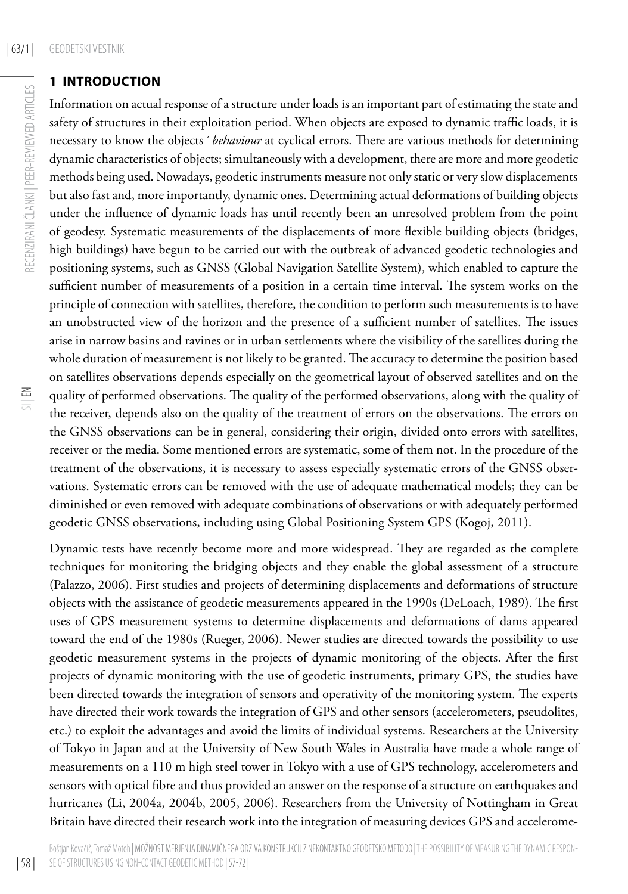## 1 INTRODUCTION

Information on actual response of a structure under loads is an important part of estimating the state and safety of structures in their exploitation period. When objects are exposed to dynamic traffic loads, it is necessary to know the objects´ *behaviour* at cyclical errors. There are various methods for determining dynamic characteristics of objects; simultaneously with a development, there are more and more geodetic methods being used. Nowadays, geodetic instruments measure not only static or very slow displacements but also fast and, more importantly, dynamic ones. Determining actual deformations of building objects under the influence of dynamic loads has until recently been an unresolved problem from the point of geodesy. Systematic measurements of the displacements of more flexible building objects (bridges, high buildings) have begun to be carried out with the outbreak of advanced geodetic technologies and positioning systems, such as GNSS (Global Navigation Satellite System), which enabled to capture the sufficient number of measurements of a position in a certain time interval. The system works on the principle of connection with satellites, therefore, the condition to perform such measurements is to have an unobstructed view of the horizon and the presence of a sufficient number of satellites. The issues arise in narrow basins and ravines or in urban settlements where the visibility of the satellites during the whole duration of measurement is not likely to be granted. The accuracy to determine the position based on satellites observations depends especially on the geometrical layout of observed satellites and on the quality of performed observations. The quality of the performed observations, along with the quality of the receiver, depends also on the quality of the treatment of errors on the observations. The errors on the GNSS observations can be in general, considering their origin, divided onto errors with satellites, receiver or the media. Some mentioned errors are systematic, some of them not. In the procedure of the treatment of the observations, it is necessary to assess especially systematic errors of the GNSS observations. Systematic errors can be removed with the use of adequate mathematical models; they can be diminished or even removed with adequate combinations of observations or with adequately performed geodetic GNSS observations, including using Global Positioning System GPS (Kogoj, 2011).

Dynamic tests have recently become more and more widespread. They are regarded as the complete techniques for monitoring the bridging objects and they enable the global assessment of a structure (Palazzo, 2006). First studies and projects of determining displacements and deformations of structure objects with the assistance of geodetic measurements appeared in the 1990s (DeLoach, 1989). The first uses of GPS measurement systems to determine displacements and deformations of dams appeared toward the end of the 1980s (Rueger, 2006). Newer studies are directed towards the possibility to use geodetic measurement systems in the projects of dynamic monitoring of the objects. After the first projects of dynamic monitoring with the use of geodetic instruments, primary GPS, the studies have been directed towards the integration of sensors and operativity of the monitoring system. The experts have directed their work towards the integration of GPS and other sensors (accelerometers, pseudolites, etc.) to exploit the advantages and avoid the limits of individual systems. Researchers at the University of Tokyo in Japan and at the University of New South Wales in Australia have made a whole range of measurements on a 110 m high steel tower in Tokyo with a use of GPS technology, accelerometers and sensors with optical fibre and thus provided an answer on the response of a structure on earthquakes and hurricanes (Li, 2004a, 2004b, 2005, 2006). Researchers from the University of Nottingham in Great Britain have directed their research work into the integration of measuring devices GPS and accelerome-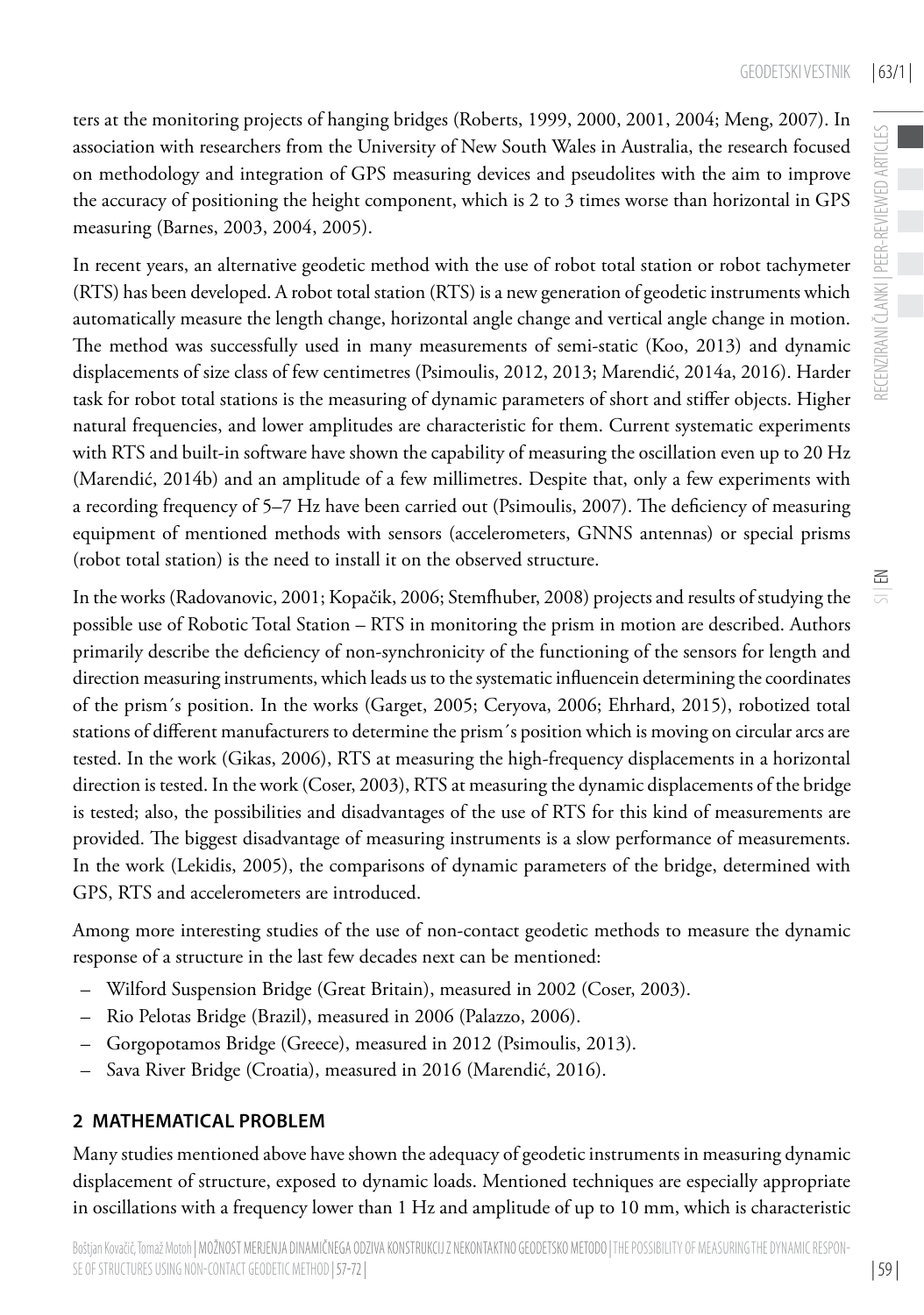ters at the monitoring projects of hanging bridges (Roberts, 1999, 2000, 2001, 2004; Meng, 2007). In association with researchers from the University of New South Wales in Australia, the research focused on methodology and integration of GPS measuring devices and pseudolites with the aim to improve the accuracy of positioning the height component, which is 2 to 3 times worse than horizontal in GPS measuring (Barnes, 2003, 2004, 2005).

In recent years, an alternative geodetic method with the use of robot total station or robot tachymeter (RTS) has been developed. A robot total station (RTS) is a new generation of geodetic instruments which automatically measure the length change, horizontal angle change and vertical angle change in motion. The method was successfully used in many measurements of semi-static (Koo, 2013) and dynamic displacements of size class of few centimetres (Psimoulis, 2012, 2013; Marendić, 2014a, 2016). Harder task for robot total stations is the measuring of dynamic parameters of short and stiffer objects. Higher natural frequencies, and lower amplitudes are characteristic for them. Current systematic experiments with RTS and built-in software have shown the capability of measuring the oscillation even up to 20 Hz (Marendić, 2014b) and an amplitude of a few millimetres. Despite that, only a few experiments with a recording frequency of 5–7 Hz have been carried out (Psimoulis, 2007). The deficiency of measuring equipment of mentioned methods with sensors (accelerometers, GNNS antennas) or special prisms (robot total station) is the need to install it on the observed structure.

In the works (Radovanovic, 2001; Kopačik, 2006; Stemfhuber, 2008) projects and results of studying the possible use of Robotic Total Station – RTS in monitoring the prism in motion are described. Authors primarily describe the deficiency of non-synchronicity of the functioning of the sensors for length and direction measuring instruments, which leads us to the systematic influencein determining the coordinates of the prism´s position. In the works (Garget, 2005; Ceryova, 2006; Ehrhard, 2015), robotized total stations of different manufacturers to determine the prism´s position which is moving on circular arcs are tested. In the work (Gikas, 2006), RTS at measuring the high-frequency displacements in a horizontal direction is tested. In the work (Coser, 2003), RTS at measuring the dynamic displacements of the bridge is tested; also, the possibilities and disadvantages of the use of RTS for this kind of measurements are provided. The biggest disadvantage of measuring instruments is a slow performance of measurements. In the work (Lekidis, 2005), the comparisons of dynamic parameters of the bridge, determined with GPS, RTS and accelerometers are introduced.

Among more interesting studies of the use of non-contact geodetic methods to measure the dynamic response of a structure in the last few decades next can be mentioned:

- Wilford Suspension Bridge (Great Britain), measured in 2002 (Coser, 2003).
- Rio Pelotas Bridge (Brazil), measured in 2006 (Palazzo, 2006).
- Gorgopotamos Bridge (Greece), measured in 2012 (Psimoulis, 2013).
- Sava River Bridge (Croatia), measured in 2016 (Marendić, 2016).

## 2 MATHEMATICAL PROBLEM

Many studies mentioned above have shown the adequacy of geodetic instruments in measuring dynamic displacement of structure, exposed to dynamic loads. Mentioned techniques are especially appropriate in oscillations with a frequency lower than 1 Hz and amplitude of up to 10 mm, which is characteristic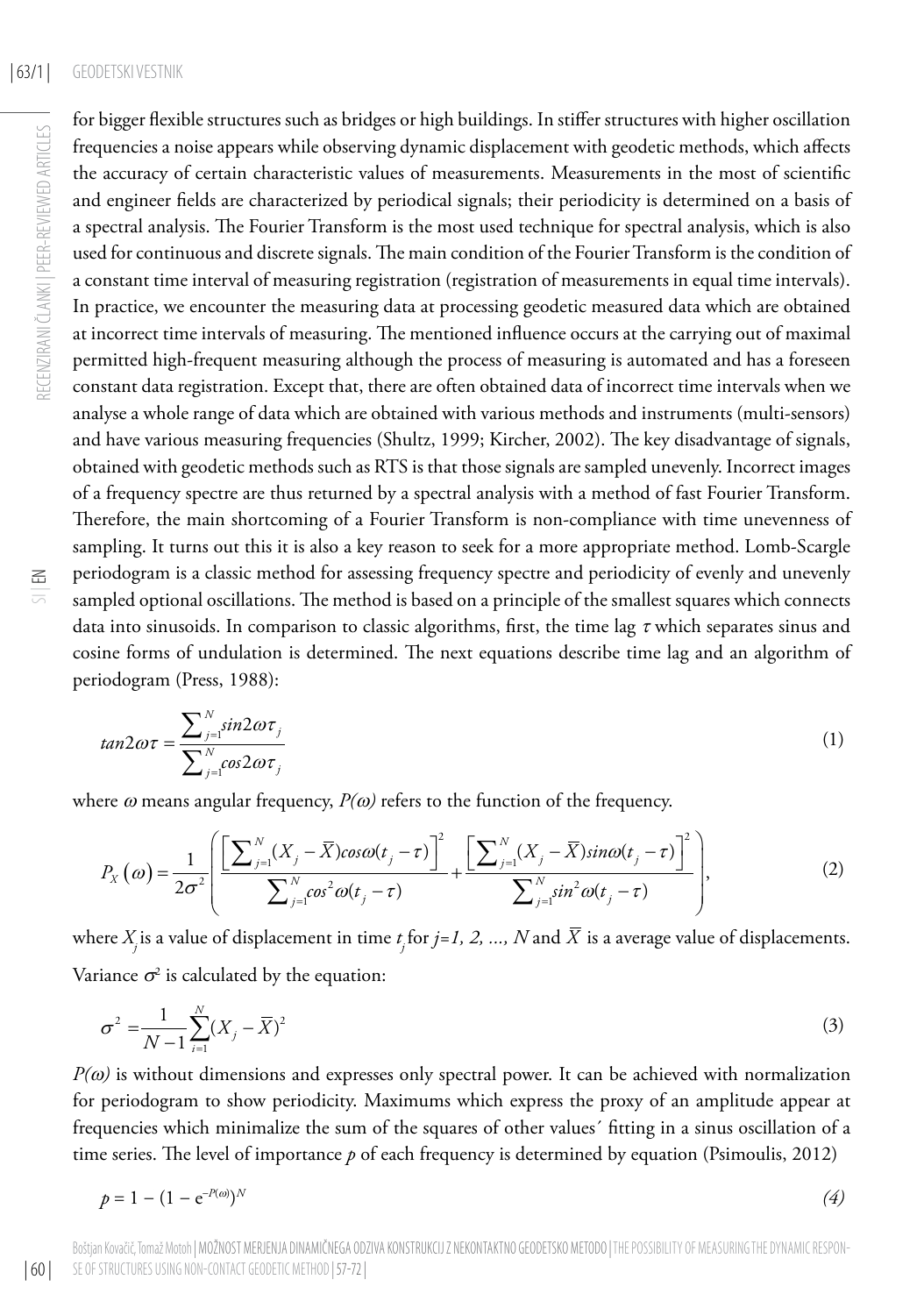for bigger flexible structures such as bridges or high buildings. In stiffer structures with higher oscillation frequencies a noise appears while observing dynamic displacement with geodetic methods, which affects the accuracy of certain characteristic values of measurements. Measurements in the most of scientific and engineer fields are characterized by periodical signals; their periodicity is determined on a basis of a spectral analysis. The Fourier Transform is the most used technique for spectral analysis, which is also used for continuous and discrete signals. The main condition of the Fourier Transform is the condition of a constant time interval of measuring registration (registration of measurements in equal time intervals). In practice, we encounter the measuring data at processing geodetic measured data which are obtained at incorrect time intervals of measuring. The mentioned influence occurs at the carrying out of maximal permitted high-frequent measuring although the process of measuring is automated and has a foreseen constant data registration. Except that, there are often obtained data of incorrect time intervals when we analyse a whole range of data which are obtained with various methods and instruments (multi-sensors) and have various measuring frequencies (Shultz, 1999; Kircher, 2002). The key disadvantage of signals, obtained with geodetic methods such as RTS is that those signals are sampled unevenly. Incorrect images of a frequency spectre are thus returned by a spectral analysis with a method of fast Fourier Transform. Therefore, the main shortcoming of a Fourier Transform is non-compliance with time unevenness of sampling. It turns out this it is also a key reason to seek for a more appropriate method. Lomb-Scargle periodogram is a classic method for assessing frequency spectre and periodicity of evenly and unevenly sampled optional oscillations. The method is based on a principle of the smallest squares which connects data into sinusoids. In comparison to classic algorithms, first, the time lag $\tau$ which separates sinus and cosine forms of undulation is determined. The next equations describe time lag and an algorithm of periodogram (Press, 1988):

$$tan2\omega\tau = \frac{\sum_{j=1}^{N} sin2\omega\tau_j}{\sum_{j=1}^{N} cos2\omega\tau_j} \tag{1}$$

where $\omega$ means angular frequency, $P(\omega)$ refers to the function of the frequency.

$$P_X(\omega) = \frac{1}{2\sigma^2}\left(\frac{\left[\sum_{j=1}^{N}(X_j - \overline{X})cos\omega(t_j - \tau)\right]^2}{\sum_{j=1}^{N} cos^2\omega(t_j - \tau)} + \frac{\left[\sum_{j=1}^{N}(X_j - \overline{X})sin\omega(t_j - \tau)\right]^2}{\sum_{j=1}^{N} sin^2\omega(t_j - \tau)}\right), \tag{2}$$

where $X_j$ is a value of displacement in time $t_j$ for $j=1, 2, ..., N$ and $\overline{X}$ is a average value of displacements. Variance $\sigma^2$ is calculated by the equation:

$$\sigma^2 = \frac{1}{N-1}\sum_{i=1}^{N}(X_j - \overline{X})^2 \tag{3}$$

$P(\omega)$ is without dimensions and expresses only spectral power. It can be achieved with normalization for periodogram to show periodicity. Maximums which express the proxy of an amplitude appear at frequencies which minimalize the sum of the squares of other values´ fitting in a sinus oscillation of a time series. The level of importance $p$ of each frequency is determined by equation (Psimoulis, 2012)

$$p = 1 - (1 - e^{-P(\omega)})^N \tag{4}$$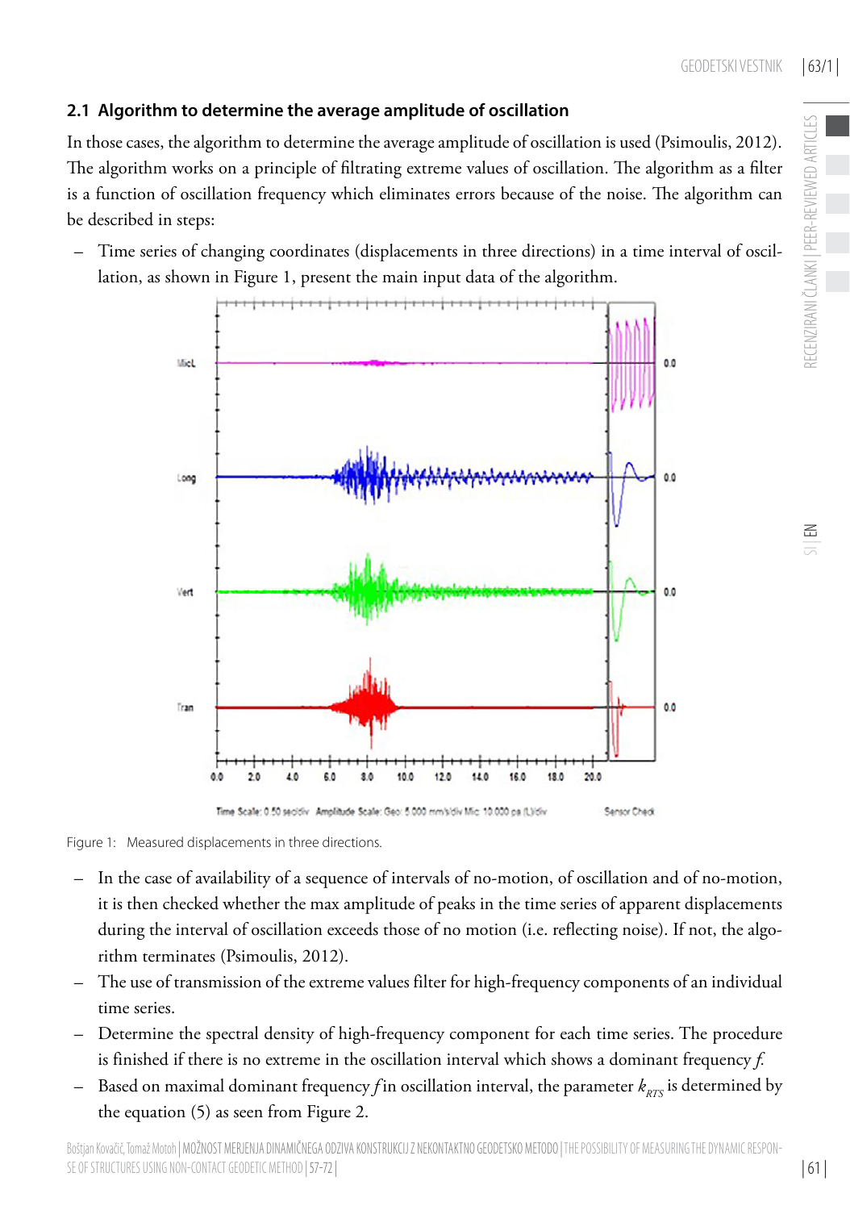## 2.1 Algorithm to determine the average amplitude of oscillation

In those cases, the algorithm to determine the average amplitude of oscillation is used (Psimoulis, 2012). The algorithm works on a principle of filtrating extreme values of oscillation. The algorithm as a filter is a function of oscillation frequency which eliminates errors because of the noise. The algorithm can be described in steps:

– Time series of changing coordinates (displacements in three directions) in a time interval of oscillation, as shown in Figure 1, present the main input data of the algorithm.

MicL
Long
Vert
Tran
0.0
0.0
0.0
0.0
0.0 2.0 4.0 6.0 8.0 10.0 12.0 14.0 16.0 18.0 20.0
Time Scale: 0.50 sec/div Amplitude Scale: Geo: 5.000 mm/s/div Mic: 10.000 pa (L)/div
Sensor Check

Figure 1: Measured displacements in three directions.

– In the case of availability of a sequence of intervals of no-motion, of oscillation and of no-motion, it is then checked whether the max amplitude of peaks in the time series of apparent displacements during the interval of oscillation exceeds those of no motion (i.e. reflecting noise). If not, the algorithm terminates (Psimoulis, 2012).
– The use of transmission of the extreme values filter for high-frequency components of an individual time series.
– Determine the spectral density of high-frequency component for each time series. The procedure is finished if there is no extreme in the oscillation interval which shows a dominant frequency $f$.
– Based on maximal dominant frequency $f$ in oscillation interval, the parameter $k_{RTS}$ is determined by the equation (5) as seen from Figure 2.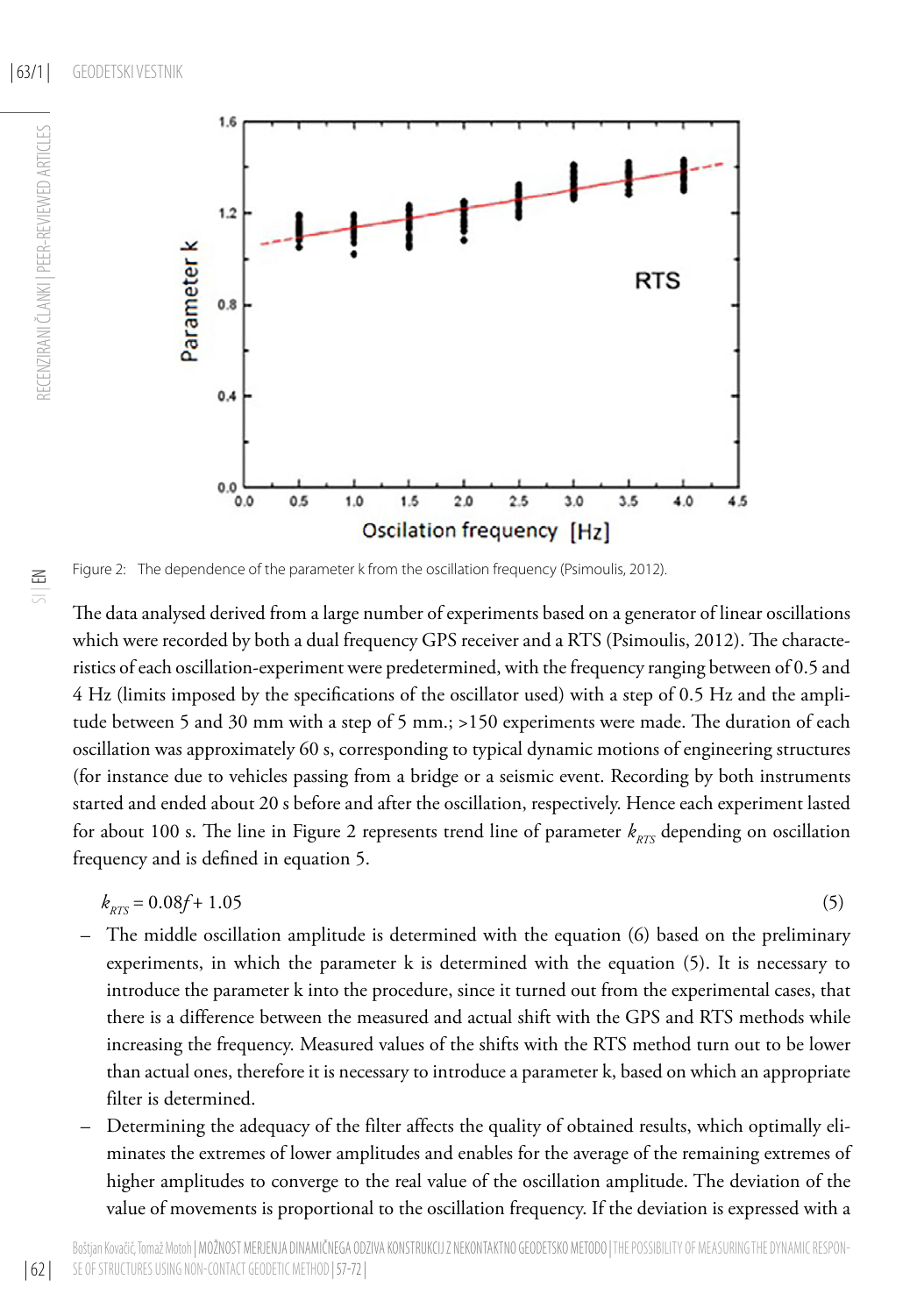1.6

1.2

0.8

0.4

0.0

Parameter k

RTS

0.0 0.5 1.0 1.5 2.0 2.5 3.0 3.5 4.0 4.5

Oscilation frequency [Hz]

Figure 2: The dependence of the parameter k from the oscillation frequency (Psimoulis, 2012).

The data analysed derived from a large number of experiments based on a generator of linear oscillations which were recorded by both a dual frequency GPS receiver and a RTS (Psimoulis, 2012). The characteristics of each oscillation-experiment were predetermined, with the frequency ranging between of 0.5 and 4 Hz (limits imposed by the specifications of the oscillator used) with a step of 0.5 Hz and the amplitude between 5 and 30 mm with a step of 5 mm.; >150 experiments were made. The duration of each oscillation was approximately 60 s, corresponding to typical dynamic motions of engineering structures (for instance due to vehicles passing from a bridge or a seismic event. Recording by both instruments started and ended about 20 s before and after the oscillation, respectively. Hence each experiment lasted for about 100 s. The line in Figure 2 represents trend line of parameter $k_{RTS}$ depending on oscillation frequency and is defined in equation 5.

$$k_{RTS} = 0.08f + 1.05 \tag{5}$$

- The middle oscillation amplitude is determined with the equation (6) based on the preliminary experiments, in which the parameter k is determined with the equation (5). It is necessary to introduce the parameter k into the procedure, since it turned out from the experimental cases, that there is a difference between the measured and actual shift with the GPS and RTS methods while increasing the frequency. Measured values of the shifts with the RTS method turn out to be lower than actual ones, therefore it is necessary to introduce a parameter k, based on which an appropriate filter is determined.
- Determining the adequacy of the filter affects the quality of obtained results, which optimally eliminates the extremes of lower amplitudes and enables for the average of the remaining extremes of higher amplitudes to converge to the real value of the oscillation amplitude. The deviation of the value of movements is proportional to the oscillation frequency. If the deviation is expressed with a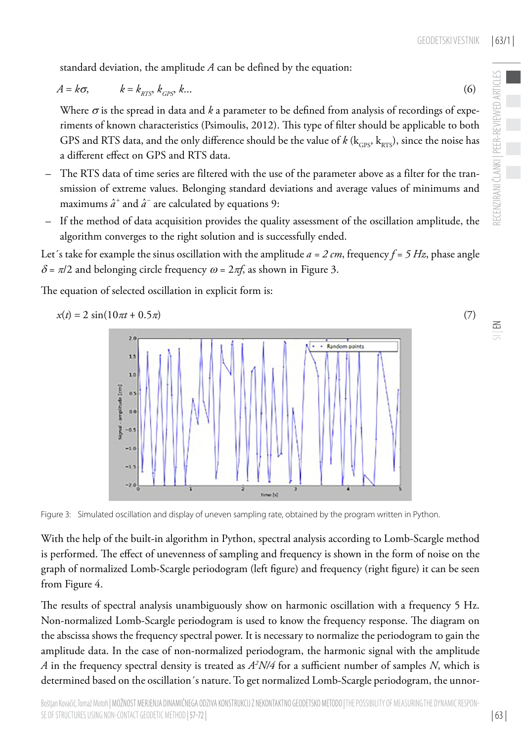standard deviation, the amplitude $A$ can be defined by the equation:

$$A = k\sigma, \qquad k = k_{RTS}, k_{GPS}, k... \tag{6}$$

Where $\sigma$ is the spread in data and $k$ a parameter to be defined from analysis of recordings of experiments of known characteristics (Psimoulis, 2012). This type of filter should be applicable to both GPS and RTS data, and the only difference should be the value of $k$ ($k_{GPS}$, $k_{RTS}$), since the noise has a different effect on GPS and RTS data.

- The RTS data of time series are filtered with the use of the parameter above as a filter for the transmission of extreme values. Belonging standard deviations and average values of minimums and maximums $\hat{a}^{+}$ and $\hat{a}^{-}$ are calculated by equations 9:
- If the method of data acquisition provides the quality assessment of the oscillation amplitude, the algorithm converges to the right solution and is successfully ended.

Let´s take for example the sinus oscillation with the amplitude $a = 2\ cm$, frequency $f = 5\ Hz$, phase angle $\delta = \pi/2$ and belonging circle frequency $\omega = 2\pi f$, as shown in Figure 3.

The equation of selected oscillation in explicit form is:

$$x(t) = 2\sin(10\pi t + 0.5\pi) \tag{7}$$

Signal - amplitude [cm]
2.0
1.5
1.0
0.5
0.0
−0.5
−1.0
−1.5
−2.0
0
1
2
3
4
5
Time [s]
Random points

Figure 3: Simulated oscillation and display of uneven sampling rate, obtained by the program written in Python.

With the help of the built-in algorithm in Python, spectral analysis according to Lomb-Scargle method is performed. The effect of unevenness of sampling and frequency is shown in the form of noise on the graph of normalized Lomb-Scargle periodogram (left figure) and frequency (right figure) it can be seen from Figure 4.

The results of spectral analysis unambiguously show on harmonic oscillation with a frequency 5 Hz. Non-normalized Lomb-Scargle periodogram is used to know the frequency response. The diagram on the abscissa shows the frequency spectral power. It is necessary to normalize the periodogram to gain the amplitude data. In the case of non-normalized periodogram, the harmonic signal with the amplitude $A$ in the frequency spectral density is treated as $A^2N/4$ for a sufficient number of samples $N$, which is determined based on the oscillation´s nature. To get normalized Lomb-Scargle periodogram, the unnor-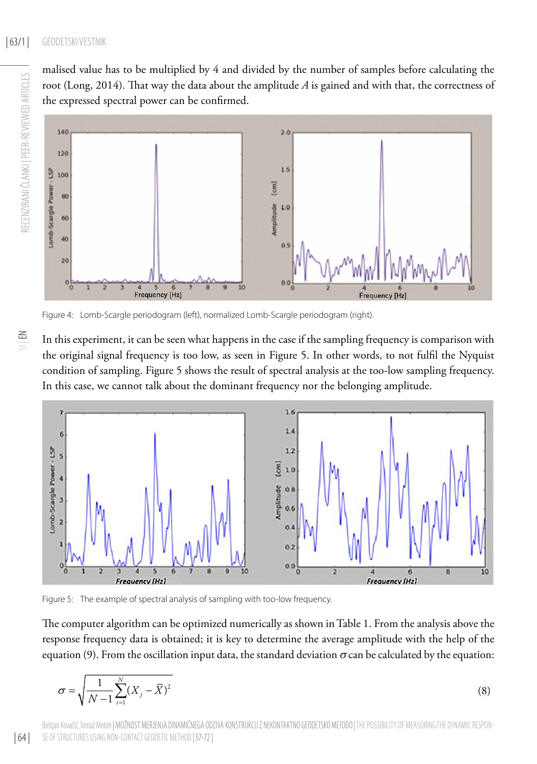malised value has to be multiplied by 4 and divided by the number of samples before calculating the root (Long, 2014). That way the data about the amplitude $A$ is gained and with that, the correctness of the expressed spectral power can be confirmed.

Lomb-Scargle Power - LSP
140
120
100
80
60
40
20
0
0 1 2 3 4 5 6 7 8 9 10
Frequency [Hz]

Amplitude [cm]
2.0
1.5
1.0
0.5
0.0
0 2 4 6 8 10
Frequency [Hz]

Figure 4: Lomb-Scargle periodogram (left), normalized Lomb-Scargle periodogram (right).

In this experiment, it can be seen what happens in the case if the sampling frequency is comparison with the original signal frequency is too low, as seen in Figure 5. In other words, to not fulfil the Nyquist condition of sampling. Figure 5 shows the result of spectral analysis at the too-low sampling frequency. In this case, we cannot talk about the dominant frequency nor the belonging amplitude.

Lomb-Scargle Power - LSP
7
6
5
4
3
2
1
0
0 1 2 3 4 5 6 7 8 9 10
Frequency [Hz]

Amplitude [cm]
1.6
1.4
1.2
1.0
0.8
0.6
0.4
0.2
0.0
0 2 4 6 8 10
Frequency [Hz]

Figure 5: The example of spectral analysis of sampling with too-low frequency.

The computer algorithm can be optimized numerically as shown in Table 1. From the analysis above the response frequency data is obtained; it is key to determine the average amplitude with the help of the equation (9). From the oscillation input data, the standard deviation $\sigma$ can be calculated by the equation:

$$\sigma = \sqrt{\frac{1}{N-1}\sum_{i=1}^{N}(X_j - \bar{X})^2} \tag{8}$$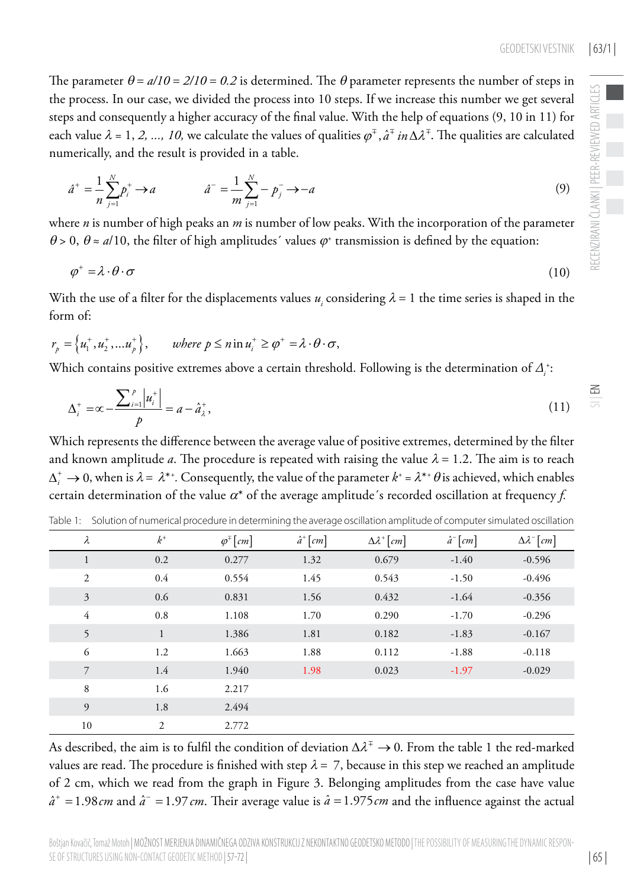The parameter $\theta = a/10 = 2/10 = 0.2$ is determined. The $\theta$ parameter represents the number of steps in the process. In our case, we divided the process into 10 steps. If we increase this number we get several steps and consequently a higher accuracy of the final value. With the help of equations (9, 10 in 11) for each value $\lambda = 1, 2, ..., 10,$ we calculate the values of qualities $\varphi^{\mp}, \hat{a}^{\mp}$ *in* $\Delta\lambda^{\mp}$. The qualities are calculated numerically, and the result is provided in a table.

$$\hat{a}^{+} = \frac{1}{n}\sum_{j=1}^{N} p_i^{+} \rightarrow a \qquad \hat{a}^{-} = \frac{1}{m}\sum_{j=1}^{N} -p_j^{-} \rightarrow -a \tag{9}$$

where $n$ is number of high peaks an $m$ is number of low peaks. With the incorporation of the parameter $\theta > 0$, $\theta \approx a/10$, the filter of high amplitudes´ values $\varphi^{+}$ transmission is defined by the equation:

$$\varphi^{+} = \lambda \cdot \theta \cdot \sigma \tag{10}$$

With the use of a filter for the displacements values $u_i$ considering $\lambda = 1$ the time series is shaped in the form of:

$$r_p = \left\{u_1^{+}, u_2^{+}, ... u_p^{+}\right\}, \qquad where\ p \leq n\, \text{in}\, u_i^{+} \geq \varphi^{+} = \lambda \cdot \theta \cdot \sigma,$$

Which contains positive extremes above a certain threshold. Following is the determination of $\Delta_i^{+}$:

$$\Delta_i^{+} = \propto - \frac{\sum_{i=1}^{p}\left|u_i^{+}\right|}{p} = a - \hat{a}_{\lambda}^{+}, \tag{11}$$

Which represents the difference between the average value of positive extremes, determined by the filter and known amplitude $a$. The procedure is repeated with raising the value $\lambda = 1.2$. The aim is to reach $\Delta_i^{+} \rightarrow 0$, when is $\lambda = \lambda^{*+}$. Consequently, the value of the parameter $k^{+} = \lambda^{*+}\theta$ is achieved, which enables certain determination of the value $\alpha^{*}$ of the average amplitude´s recorded oscillation at frequency $f$.

Table 1: Solution of numerical procedure in determining the average oscillation amplitude of computer simulated oscillation

| $\lambda$ | $k^{+}$ | $\varphi^{\mp}[cm]$ | $\hat{a}^{+}[cm]$ | $\Delta\lambda^{+}[cm]$ | $\hat{a}^{-}[cm]$ | $\Delta\lambda^{-}[cm]$ |
|---|---|---|---|---|---|---|
| 1 | 0.2 | 0.277 | 1.32 | 0.679 | -1.40 | -0.596 |
| 2 | 0.4 | 0.554 | 1.45 | 0.543 | -1.50 | -0.496 |
| 3 | 0.6 | 0.831 | 1.56 | 0.432 | -1.64 | -0.356 |
| 4 | 0.8 | 1.108 | 1.70 | 0.290 | -1.70 | -0.296 |
| 5 | 1 | 1.386 | 1.81 | 0.182 | -1.83 | -0.167 |
| 6 | 1.2 | 1.663 | 1.88 | 0.112 | -1.88 | -0.118 |
| 7 | 1.4 | 1.940 | 1.98 | 0.023 | -1.97 | -0.029 |
| 8 | 1.6 | 2.217 | | | | |
| 9 | 1.8 | 2.494 | | | | |
| 10 | 2 | 2.772 | | | | |

As described, the aim is to fulfil the condition of deviation $\Delta\lambda^{\mp} \rightarrow 0$. From the table 1 the red-marked values are read. The procedure is finished with step $\lambda = 7$, because in this step we reached an amplitude of 2 cm, which we read from the graph in Figure 3. Belonging amplitudes from the case have value $\hat{a}^{+} = 1.98\,cm$ and $\hat{a}^{-} = 1.97\,cm$. Their average value is $\hat{a} = 1.975\,cm$ and the influence against the actual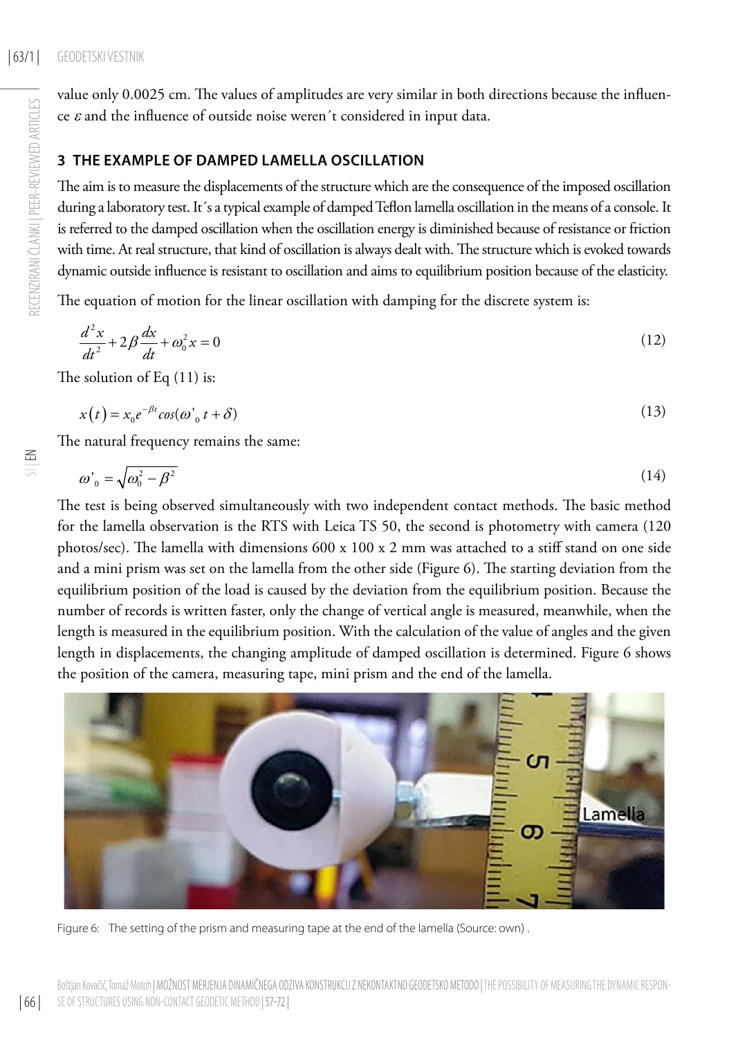value only 0.0025 cm. The values of amplitudes are very similar in both directions because the influence $\varepsilon$ and the influence of outside noise weren´t considered in input data.

## 3 THE EXAMPLE OF DAMPED LAMELLA OSCILLATION

The aim is to measure the displacements of the structure which are the consequence of the imposed oscillation during a laboratory test. It´s a typical example of damped Teflon lamella oscillation in the means of a console. It is referred to the damped oscillation when the oscillation energy is diminished because of resistance or friction with time. At real structure, that kind of oscillation is always dealt with. The structure which is evoked towards dynamic outside influence is resistant to oscillation and aims to equilibrium position because of the elasticity.

The equation of motion for the linear oscillation with damping for the discrete system is:

$$\frac{d^2x}{dt^2} + 2\beta\frac{dx}{dt} + \omega_0^2 x = 0 \tag{12}$$

The solution of Eq (11) is:

$$x(t) = x_0 e^{-\beta t} cos(\omega'_0 t + \delta) \tag{13}$$

The natural frequency remains the same:

$$\omega'_0 = \sqrt{\omega_0^2 - \beta^2} \tag{14}$$

The test is being observed simultaneously with two independent contact methods. The basic method for the lamella observation is the RTS with Leica TS 50, the second is photometry with camera (120 photos/sec). The lamella with dimensions 600 x 100 x 2 mm was attached to a stiff stand on one side and a mini prism was set on the lamella from the other side (Figure 6). The starting deviation from the equilibrium position of the load is caused by the deviation from the equilibrium position. Because the number of records is written faster, only the change of vertical angle is measured, meanwhile, when the length is measured in the equilibrium position. With the calculation of the value of angles and the given length in displacements, the changing amplitude of damped oscillation is determined. Figure 6 shows the position of the camera, measuring tape, mini prism and the end of the lamella.

Figure 6: The setting of the prism and measuring tape at the end of the lamella (Source: own) .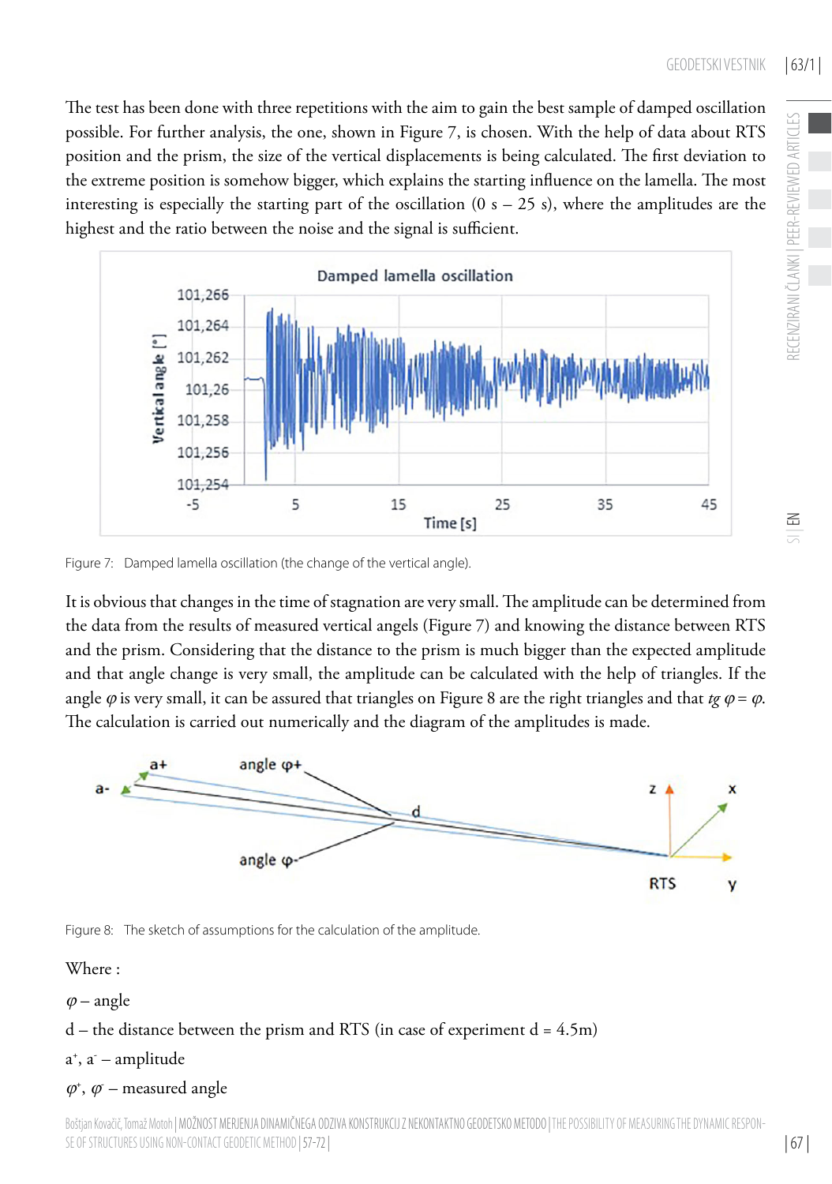The test has been done with three repetitions with the aim to gain the best sample of damped oscillation possible. For further analysis, the one, shown in Figure 7, is chosen. With the help of data about RTS position and the prism, the size of the vertical displacements is being calculated. The first deviation to the extreme position is somehow bigger, which explains the starting influence on the lamella. The most interesting is especially the starting part of the oscillation (0 s – 25 s), where the amplitudes are the highest and the ratio between the noise and the signal is sufficient.

Damped lamella oscillation

Vertical angle [°]

101,266
101,264
101,262
101,26
101,258
101,256
101,254

-5
5
15
25
35
45

Time [s]

Figure 7: Damped lamella oscillation (the change of the vertical angle).

It is obvious that changes in the time of stagnation are very small. The amplitude can be determined from the data from the results of measured vertical angels (Figure 7) and knowing the distance between RTS and the prism. Considering that the distance to the prism is much bigger than the expected amplitude and that angle change is very small, the amplitude can be calculated with the help of triangles. If the angle $\varphi$ is very small, it can be assured that triangles on Figure 8 are the right triangles and that $tg\,\varphi = \varphi$. The calculation is carried out numerically and the diagram of the amplitudes is made.

a+
a-
angle φ+
angle φ-
d
z
x
y
RTS

Figure 8: The sketch of assumptions for the calculation of the amplitude.

Where :

$\varphi$ – angle

d – the distance between the prism and RTS (in case of experiment d = 4.5m)

$a^{+}$, $a^{-}$ – amplitude

$\varphi^{+}$, $\varphi^{-}$ – measured angle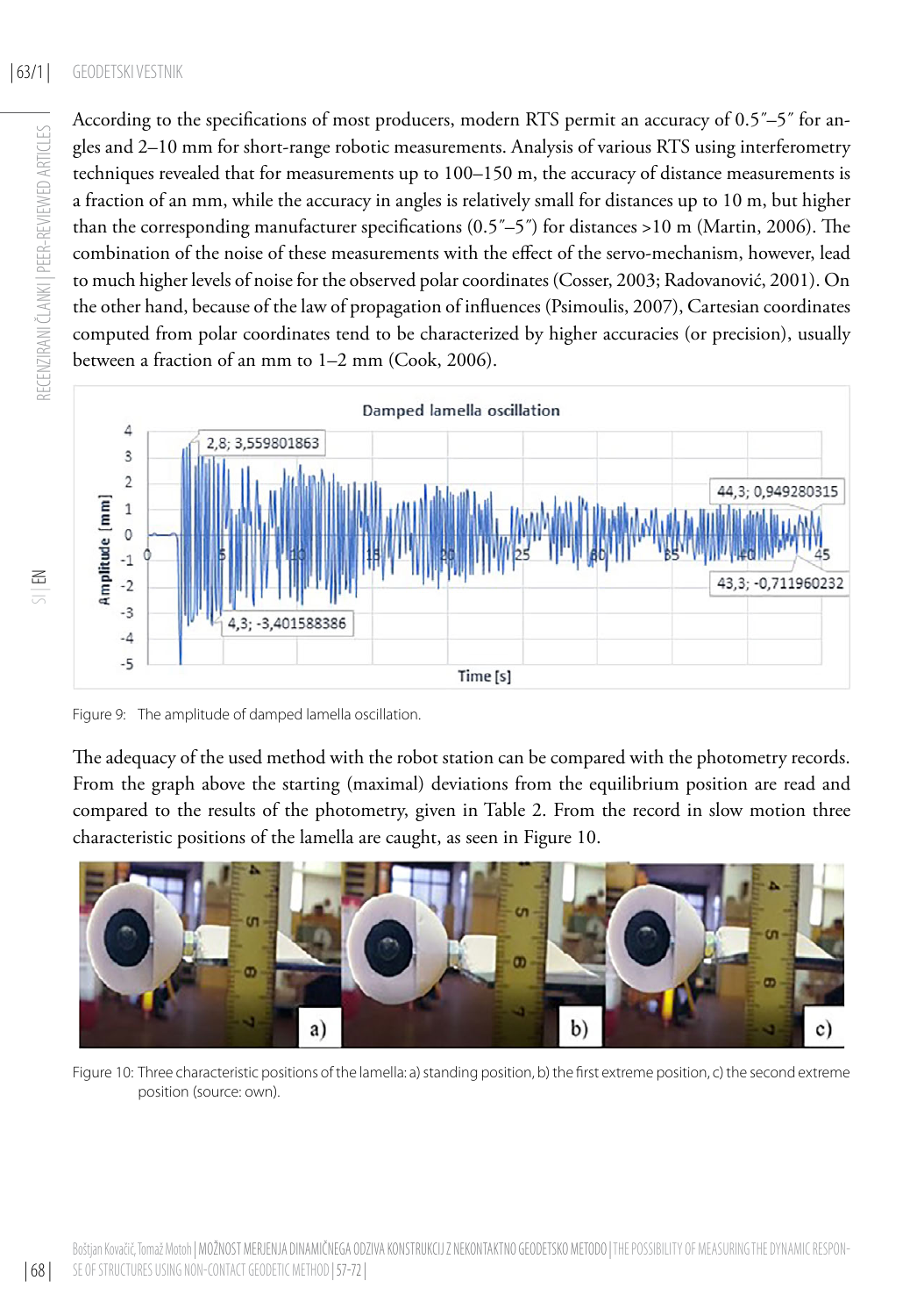According to the specifications of most producers, modern RTS permit an accuracy of 0.5″–5″ for angles and 2–10 mm for short-range robotic measurements. Analysis of various RTS using interferometry techniques revealed that for measurements up to 100–150 m, the accuracy of distance measurements is a fraction of an mm, while the accuracy in angles is relatively small for distances up to 10 m, but higher than the corresponding manufacturer specifications (0.5″–5″) for distances >10 m (Martin, 2006). The combination of the noise of these measurements with the effect of the servo-mechanism, however, lead to much higher levels of noise for the observed polar coordinates (Cosser, 2003; Radovanović, 2001). On the other hand, because of the law of propagation of influences (Psimoulis, 2007), Cartesian coordinates computed from polar coordinates tend to be characterized by higher accuracies (or precision), usually between a fraction of an mm to 1–2 mm (Cook, 2006).

Damped lamella oscillation

Amplitude [mm]

Time [s]

2,8; 3,559801863

4,3; -3,401588386

44,3; 0,949280315

43,3; -0,711960232

Figure 9: The amplitude of damped lamella oscillation.

The adequacy of the used method with the robot station can be compared with the photometry records. From the graph above the starting (maximal) deviations from the equilibrium position are read and compared to the results of the photometry, given in Table 2. From the record in slow motion three characteristic positions of the lamella are caught, as seen in Figure 10.

Figure 10: Three characteristic positions of the lamella: a) standing position, b) the first extreme position, c) the second extreme position (source: own).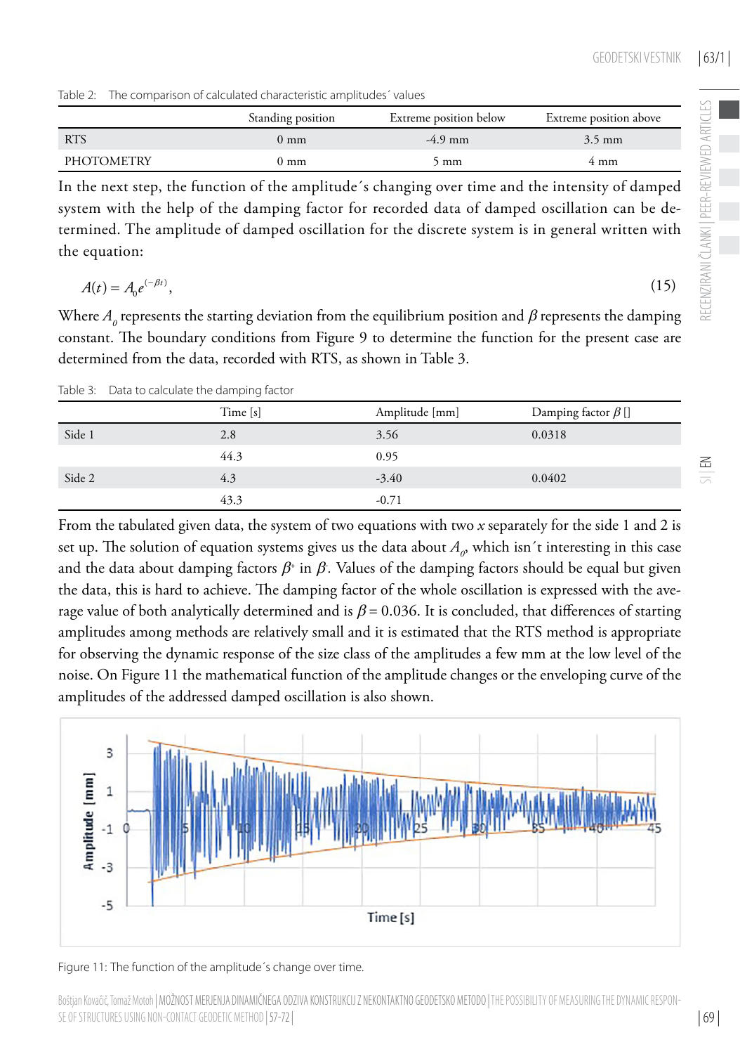Table 2: The comparison of calculated characteristic amplitudes´ values

| | Standing position | Extreme position below | Extreme position above |
|---|---|---|---|
| RTS | 0 mm | -4.9 mm | 3.5 mm |
| PHOTOMETRY | 0 mm | 5 mm | 4 mm |

In the next step, the function of the amplitude´s changing over time and the intensity of damped system with the help of the damping factor for recorded data of damped oscillation can be determined. The amplitude of damped oscillation for the discrete system is in general written with the equation:

$$A(t) = A_0 e^{(-\beta t)}, \tag{15}$$

Where $A_0$ represents the starting deviation from the equilibrium position and $\beta$ represents the damping constant. The boundary conditions from Figure 9 to determine the function for the present case are determined from the data, recorded with RTS, as shown in Table 3.

Table 3: Data to calculate the damping factor

| | Time [s] | Amplitude [mm] | Damping factor $\beta$ [] |
|---|---|---|---|
| Side 1 | 2.8 | 3.56 | 0.0318 |
| | 44.3 | 0.95 | |
| Side 2 | 4.3 | -3.40 | 0.0402 |
| | 43.3 | -0.71 | |

From the tabulated given data, the system of two equations with two *x* separately for the side 1 and 2 is set up. The solution of equation systems gives us the data about $A_0$, which isn´t interesting in this case and the data about damping factors $\beta^+$ in $\beta^-$. Values of the damping factors should be equal but given the data, this is hard to achieve. The damping factor of the whole oscillation is expressed with the average value of both analytically determined and is $\beta = 0.036$. It is concluded, that differences of starting amplitudes among methods are relatively small and it is estimated that the RTS method is appropriate for observing the dynamic response of the size class of the amplitudes a few mm at the low level of the noise. On Figure 11 the mathematical function of the amplitude changes or the enveloping curve of the amplitudes of the addressed damped oscillation is also shown.

Amplitude [mm]
3
1
-1
-3
-5
0
5
10
15
20
25
30
35
40
45
Time [s]

Figure 11: The function of the amplitude´s change over time.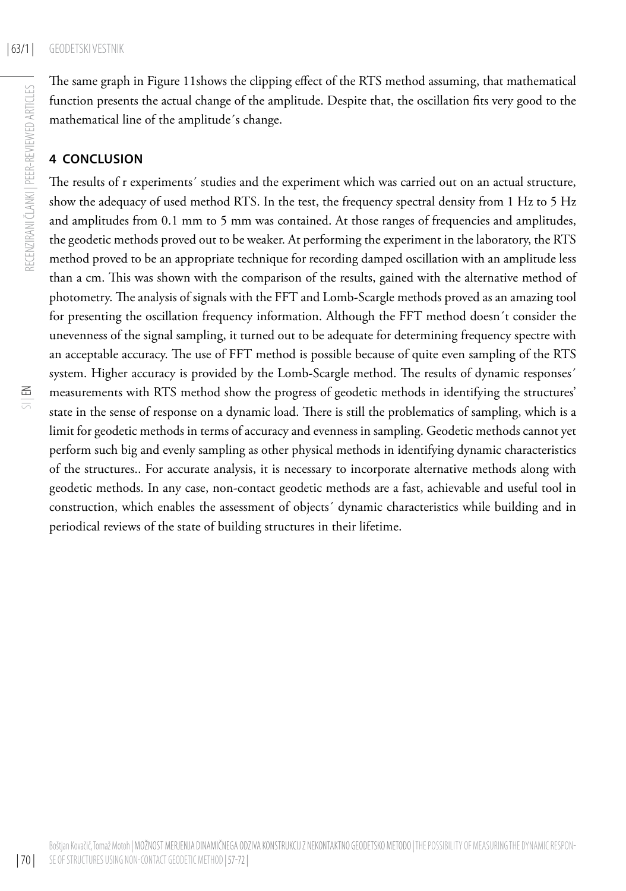The same graph in Figure 11shows the clipping effect of the RTS method assuming, that mathematical function presents the actual change of the amplitude. Despite that, the oscillation fits very good to the mathematical line of the amplitude´s change.

## 4 CONCLUSION

The results of r experiments´ studies and the experiment which was carried out on an actual structure, show the adequacy of used method RTS. In the test, the frequency spectral density from 1 Hz to 5 Hz and amplitudes from 0.1 mm to 5 mm was contained. At those ranges of frequencies and amplitudes, the geodetic methods proved out to be weaker. At performing the experiment in the laboratory, the RTS method proved to be an appropriate technique for recording damped oscillation with an amplitude less than a cm. This was shown with the comparison of the results, gained with the alternative method of photometry. The analysis of signals with the FFT and Lomb-Scargle methods proved as an amazing tool for presenting the oscillation frequency information. Although the FFT method doesn´t consider the unevenness of the signal sampling, it turned out to be adequate for determining frequency spectre with an acceptable accuracy. The use of FFT method is possible because of quite even sampling of the RTS system. Higher accuracy is provided by the Lomb-Scargle method. The results of dynamic responses´ measurements with RTS method show the progress of geodetic methods in identifying the structures' state in the sense of response on a dynamic load. There is still the problematics of sampling, which is a limit for geodetic methods in terms of accuracy and evenness in sampling. Geodetic methods cannot yet perform such big and evenly sampling as other physical methods in identifying dynamic characteristics of the structures.. For accurate analysis, it is necessary to incorporate alternative methods along with geodetic methods. In any case, non-contact geodetic methods are a fast, achievable and useful tool in construction, which enables the assessment of objects´ dynamic characteristics while building and in periodical reviews of the state of building structures in their lifetime.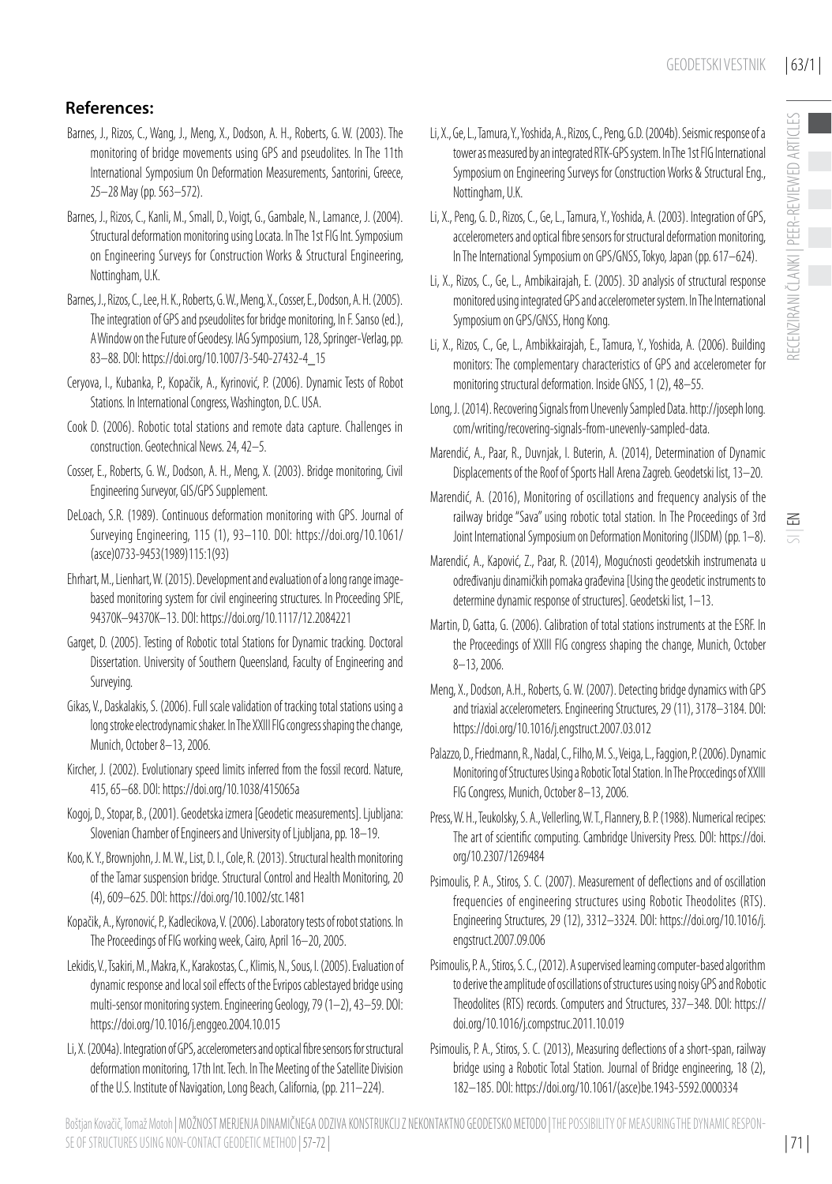## References:

Barnes, J., Rizos, C., Wang, J., Meng, X., Dodson, A. H., Roberts, G. W. (2003). The monitoring of bridge movements using GPS and pseudolites. In The 11th International Symposium On Deformation Measurements, Santorini, Greece, 25–28 May (pp. 563–572).

Barnes, J., Rizos, C., Kanli, M., Small, D., Voigt, G., Gambale, N., Lamance, J. (2004). Structural deformation monitoring using Locata. In The 1st FIG Int. Symposium on Engineering Surveys for Construction Works & Structural Engineering, Nottingham, U.K.

Barnes, J., Rizos, C., Lee, H. K., Roberts, G. W., Meng, X., Cosser, E., Dodson, A. H. (2005). The integration of GPS and pseudolites for bridge monitoring, In F. Sanso (ed.), A Window on the Future of Geodesy. IAG Symposium, 128, Springer-Verlag, pp. 83–88. DOI: https://doi.org/10.1007/3-540-27432-4_15

Ceryova, I., Kubanka, P., Kopačik, A., Kyrinović, P. (2006). Dynamic Tests of Robot Stations. In International Congress, Washington, D.C. USA.

Cook D. (2006). Robotic total stations and remote data capture. Challenges in construction. Geotechnical News. 24, 42–5.

Cosser, E., Roberts, G. W., Dodson, A. H., Meng, X. (2003). Bridge monitoring, Civil Engineering Surveyor, GIS/GPS Supplement.

DeLoach, S.R. (1989). Continuous deformation monitoring with GPS. Journal of Surveying Engineering, 115 (1), 93–110. DOI: https://doi.org/10.1061/(asce)0733-9453(1989)115:1(93)

Ehrhart, M., Lienhart, W. (2015). Development and evaluation of a long range image-based monitoring system for civil engineering structures. In Proceeding SPIE, 94370K–94370K–13. DOI: https://doi.org/10.1117/12.2084221

Garget, D. (2005). Testing of Robotic total Stations for Dynamic tracking. Doctoral Dissertation. University of Southern Queensland, Faculty of Engineering and Surveying.

Gikas, V., Daskalakis, S. (2006). Full scale validation of tracking total stations using a long stroke electrodynamic shaker. In The XXIII FIG congress shaping the change, Munich, October 8–13, 2006.

Kircher, J. (2002). Evolutionary speed limits inferred from the fossil record. Nature, 415, 65–68. DOI: https://doi.org/10.1038/415065a

Kogoj, D., Stopar, B., (2001). Geodetska izmera [Geodetic measurements]. Ljubljana: Slovenian Chamber of Engineers and University of Ljubljana, pp. 18–19.

Koo, K. Y., Brownjohn, J. M. W., List, D. I., Cole, R. (2013). Structural health monitoring of the Tamar suspension bridge. Structural Control and Health Monitoring, 20 (4), 609–625. DOI: https://doi.org/10.1002/stc.1481

Kopačik, A., Kyronović, P., Kadlecikova, V. (2006). Laboratory tests of robot stations. In The Proceedings of FIG working week, Cairo, April 16–20, 2005.

Lekidis, V., Tsakiri, M., Makra, K., Karakostas, C., Klimis, N., Sous, I. (2005). Evaluation of dynamic response and local soil effects of the Evripos cablestayed bridge using multi-sensor monitoring system. Engineering Geology, 79 (1–2), 43–59. DOI: https://doi.org/10.1016/j.enggeo.2004.10.015

Li, X. (2004a). Integration of GPS, accelerometers and optical fibre sensors for structural deformation monitoring, 17th Int. Tech. In The Meeting of the Satellite Division of the U.S. Institute of Navigation, Long Beach, California, (pp. 211–224).

Li, X., Ge, L., Tamura, Y., Yoshida, A., Rizos, C., Peng, G.D. (2004b). Seismic response of a tower as measured by an integrated RTK-GPS system. In The 1st FIG International Symposium on Engineering Surveys for Construction Works & Structural Eng., Nottingham, U.K.

Li, X., Peng, G. D., Rizos, C., Ge, L., Tamura, Y., Yoshida, A. (2003). Integration of GPS, accelerometers and optical fibre sensors for structural deformation monitoring, In The International Symposium on GPS/GNSS, Tokyo, Japan (pp. 617–624).

Li, X., Rizos, C., Ge, L., Ambikairajah, E. (2005). 3D analysis of structural response monitored using integrated GPS and accelerometer system. In The International Symposium on GPS/GNSS, Hong Kong.

Li, X., Rizos, C., Ge, L., Ambikkairajah, E., Tamura, Y., Yoshida, A. (2006). Building monitors: The complementary characteristics of GPS and accelerometer for monitoring structural deformation. Inside GNSS, 1 (2), 48–55.

Long, J. (2014). Recovering Signals from Unevenly Sampled Data. http://joseph long.com/writing/recovering-signals-from-unevenly-sampled-data.

Marendić, A., Paar, R., Duvnjak, I. Buterin, A. (2014), Determination of Dynamic Displacements of the Roof of Sports Hall Arena Zagreb. Geodetski list, 13–20.

Marendić, A. (2016), Monitoring of oscillations and frequency analysis of the railway bridge "Sava" using robotic total station. In The Proceedings of 3rd Joint International Symposium on Deformation Monitoring (JISDM) (pp. 1–8).

Marendić, A., Kapović, Z., Paar, R. (2014), Mogućnosti geodetskih instrumenata u određivanju dinamičkih pomaka građevina [Using the geodetic instruments to determine dynamic response of structures]. Geodetski list, 1–13.

Martin, D, Gatta, G. (2006). Calibration of total stations instruments at the ESRF. In the Proceedings of XXIII FIG congress shaping the change, Munich, October 8–13, 2006.

Meng, X., Dodson, A.H., Roberts, G. W. (2007). Detecting bridge dynamics with GPS and triaxial accelerometers. Engineering Structures, 29 (11), 3178–3184. DOI: https://doi.org/10.1016/j.engstruct.2007.03.012

Palazzo, D., Friedmann, R., Nadal, C., Filho, M. S., Veiga, L., Faggion, P. (2006). Dynamic Monitoring of Structures Using a Robotic Total Station. In The Proccedings of XXIII FIG Congress, Munich, October 8–13, 2006.

Press, W. H., Teukolsky, S. A., Vellerling, W. T., Flannery, B. P. (1988). Numerical recipes: The art of scientific computing. Cambridge University Press. DOI: https://doi.org/10.2307/1269484

Psimoulis, P. A., Stiros, S. C. (2007). Measurement of deflections and of oscillation frequencies of engineering structures using Robotic Theodolites (RTS). Engineering Structures, 29 (12), 3312–3324. DOI: https://doi.org/10.1016/j.engstruct.2007.09.006

Psimoulis, P. A., Stiros, S. C., (2012). A supervised learning computer-based algorithm to derive the amplitude of oscillations of structures using noisy GPS and Robotic Theodolites (RTS) records. Computers and Structures, 337–348. DOI: https://doi.org/10.1016/j.compstruc.2011.10.019

Psimoulis, P. A., Stiros, S. C. (2013), Measuring deflections of a short-span, railway bridge using a Robotic Total Station. Journal of Bridge engineering, 18 (2), 182–185. DOI: https://doi.org/10.1061/(asce)be.1943-5592.0000334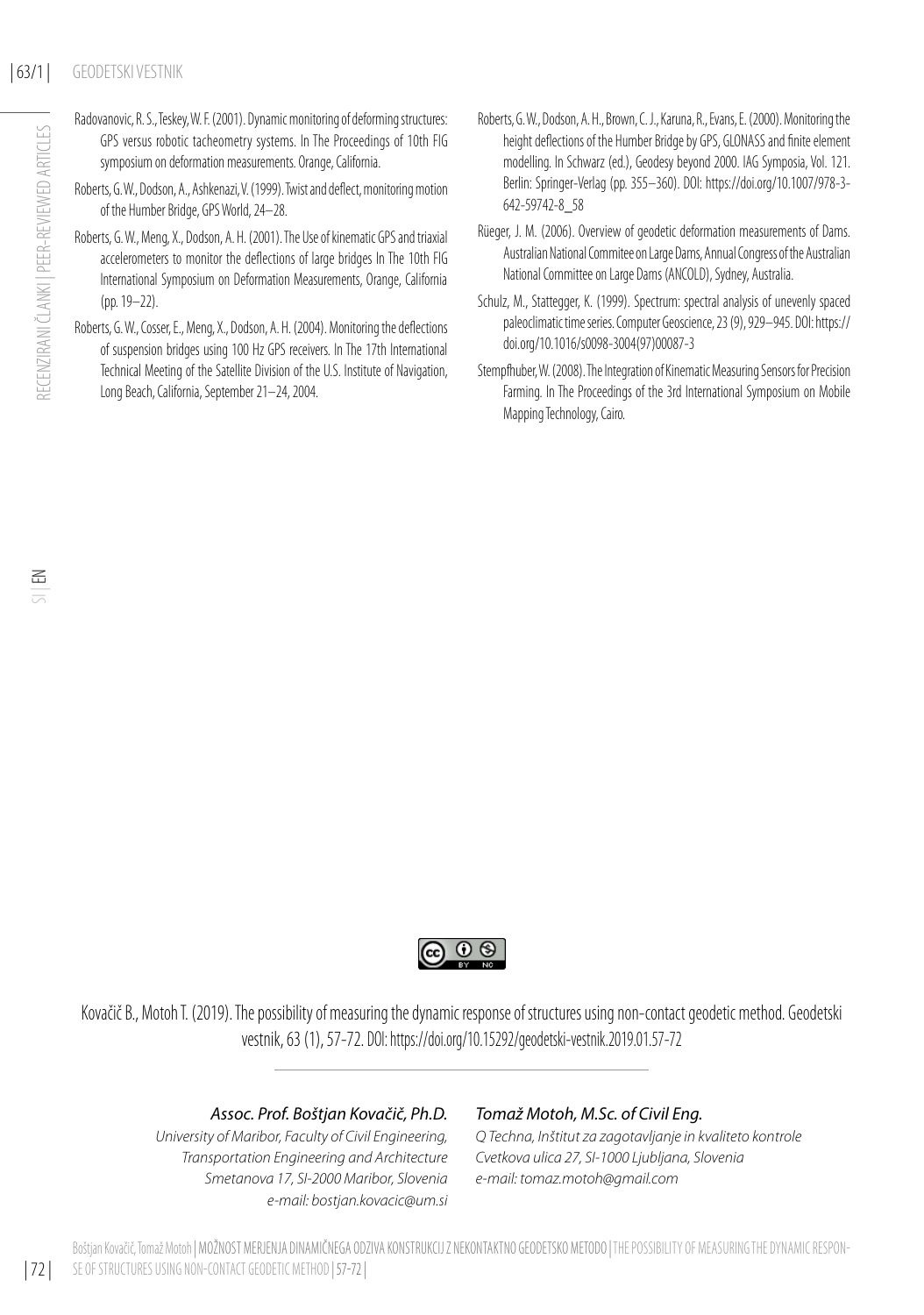Radovanovic, R. S., Teskey, W. F. (2001). Dynamic monitoring of deforming structures: GPS versus robotic tacheometry systems. In The Proceedings of 10th FIG symposium on deformation measurements. Orange, California.

Roberts, G. W., Dodson, A., Ashkenazi, V. (1999). Twist and deflect, monitoring motion of the Humber Bridge, GPS World, 24–28.

Roberts, G. W., Meng, X., Dodson, A. H. (2001). The Use of kinematic GPS and triaxial accelerometers to monitor the deflections of large bridges In The 10th FIG International Symposium on Deformation Measurements, Orange, California (pp. 19–22).

Roberts, G. W., Cosser, E., Meng, X., Dodson, A. H. (2004). Monitoring the deflections of suspension bridges using 100 Hz GPS receivers. In The 17th International Technical Meeting of the Satellite Division of the U.S. Institute of Navigation, Long Beach, California, September 21–24, 2004.

Roberts, G. W., Dodson, A. H., Brown, C. J., Karuna, R., Evans, E. (2000). Monitoring the height deflections of the Humber Bridge by GPS, GLONASS and finite element modelling. In Schwarz (ed.), Geodesy beyond 2000. IAG Symposia, Vol. 121. Berlin: Springer-Verlag (pp. 355–360). DOI: https://doi.org/10.1007/978-3-642-59742-8_58

Rüeger, J. M. (2006). Overview of geodetic deformation measurements of Dams. Australian National Commitee on Large Dams, Annual Congress of the Australian National Committee on Large Dams (ANCOLD), Sydney, Australia.

Schulz, M., Stattegger, K. (1999). Spectrum: spectral analysis of unevenly spaced paleoclimatic time series. Computer Geoscience, 23 (9), 929–945. DOI: https://doi.org/10.1016/s0098-3004(97)00087-3

Stempfhuber, W. (2008). The Integration of Kinematic Measuring Sensors for Precision Farming. In The Proceedings of the 3rd International Symposium on Mobile Mapping Technology, Cairo.

Kovačič B., Motoh T. (2019). The possibility of measuring the dynamic response of structures using non-contact geodetic method. Geodetski vestnik, 63 (1), 57-72. DOI: https://doi.org/10.15292/geodetski-vestnik.2019.01.57-72

*Assoc. Prof. Boštjan Kovačič, Ph.D.*
*University of Maribor, Faculty of Civil Engineering, Transportation Engineering and Architecture*
*Smetanova 17, SI-2000 Maribor, Slovenia*
*e-mail: bostjan.kovacic@um.si*

*Tomaž Motoh, M.Sc. of Civil Eng.*
*Q Techna, Inštitut za zagotavljanje in kvaliteto kontrole*
*Cvetkova ulica 27, SI-1000 Ljubljana, Slovenia*
*e-mail: tomaz.motoh@gmail.com*